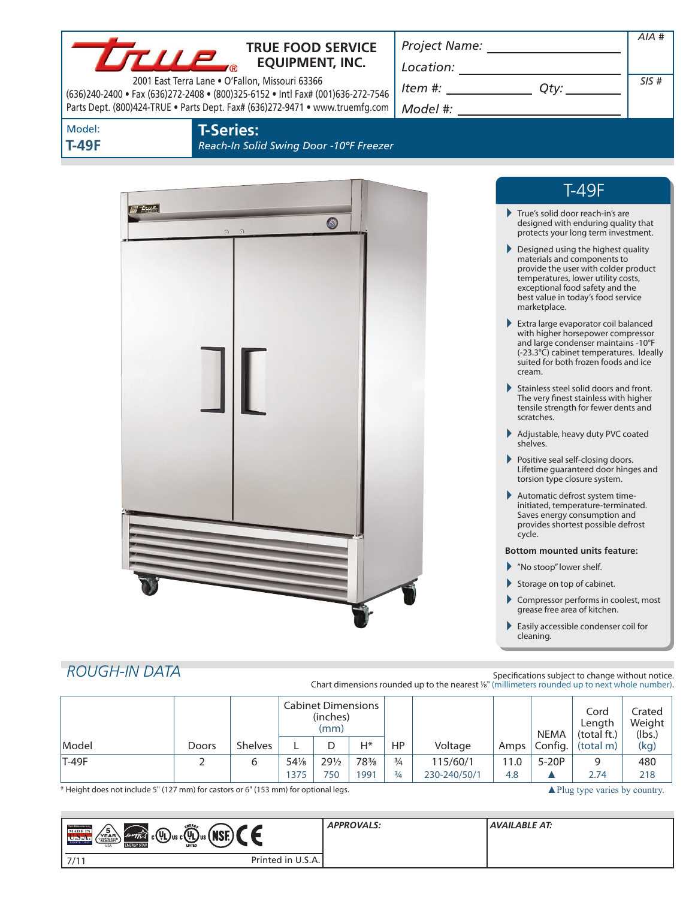# TRUE FOOD SERVICE EQUIPMENT, INC.

2001 East Terra Lane • O'Fallon, Missouri 63366
(636)240-2400 • Fax (636)272-2408 • (800)325-6152 • Intl Fax# (001)636-272-7546
Parts Dept. (800)424-TRUE • Parts Dept. Fax# (636)272-9471 • www.truemfg.com

Project Name: ______________________
Location: ______________________
Item #: ____________ Qty: ________
Model #: ______________________

AIA #

SIS #

Model:
**T-49F**

## T-Series:
*Reach-In Solid Swing Door -10°F Freezer*

## T-49F

- True's solid door reach-in's are designed with enduring quality that protects your long term investment.
- Designed using the highest quality materials and components to provide the user with colder product temperatures, lower utility costs, exceptional food safety and the best value in today's food service marketplace.
- Extra large evaporator coil balanced with higher horsepower compressor and large condenser maintains -10°F (-23.3°C) cabinet temperatures. Ideally suited for both frozen foods and ice cream.
- Stainless steel solid doors and front. The very finest stainless with higher tensile strength for fewer dents and scratches.
- Adjustable, heavy duty PVC coated shelves.
- Positive seal self-closing doors. Lifetime guaranteed door hinges and torsion type closure system.
- Automatic defrost system time-initiated, temperature-terminated. Saves energy consumption and provides shortest possible defrost cycle.

**Bottom mounted units feature:**

- "No stoop" lower shelf.
- Storage on top of cabinet.
- Compressor performs in coolest, most grease free area of kitchen.
- Easily accessible condenser coil for cleaning.

## ROUGH-IN DATA

Specifications subject to change without notice.
Chart dimensions rounded up to the nearest ⅛" (millimeters rounded up to next whole number).

| Model | Doors | Shelves | Cabinet Dimensions (inches) (mm) | | | HP | Voltage | Amps | NEMA Config. | Cord Length (total ft.) (total m) | Crated Weight (lbs.) (kg) |
|---|---|---|---|---|---|---|---|---|---|---|---|
| | | | L | D | H* | | | | | | |
| T-49F | 2 | 6 | 54⅛ | 29½ | 78⅜ | ¾ | 115/60/1 | 11.0 | 5-20P | 9 | 480 |
| | | | 1375 | 750 | 1991 | ¾ | 230-240/50/1 | 4.8 | ▲ | 2.74 | 218 |

\* Height does not include 5" (127 mm) for castors or 6" (153 mm) for optional legs.

▲Plug type varies by country.

APPROVALS:

AVAILABLE AT:

7/11 Printed in U.S.A.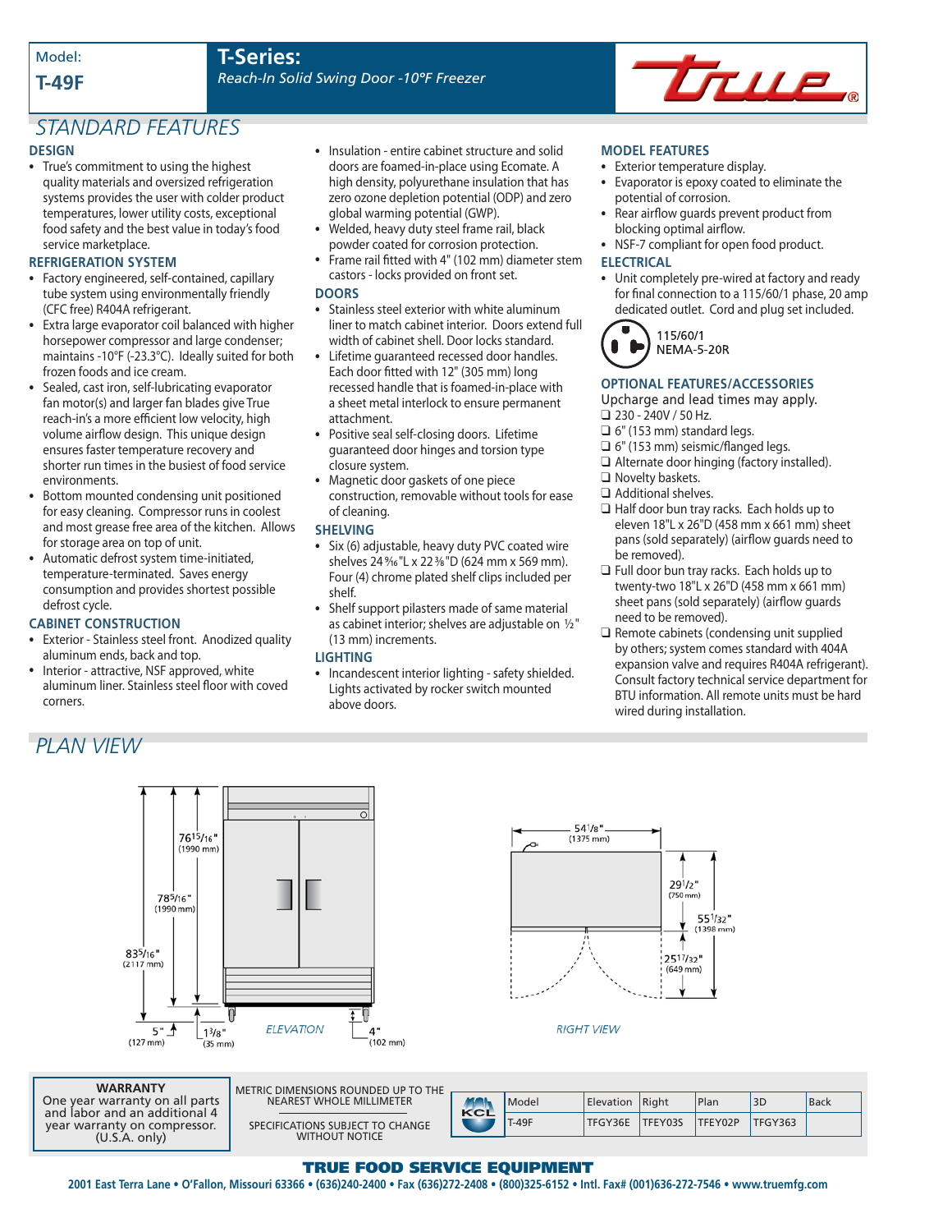Model:
**T-49F**

## T-Series:
*Reach-In Solid Swing Door -10°F Freezer*

# STANDARD FEATURES

### DESIGN
- True's commitment to using the highest quality materials and oversized refrigeration systems provides the user with colder product temperatures, lower utility costs, exceptional food safety and the best value in today's food service marketplace.

### REFRIGERATION SYSTEM
- Factory engineered, self-contained, capillary tube system using environmentally friendly (CFC free) R404A refrigerant.
- Extra large evaporator coil balanced with higher horsepower compressor and large condenser; maintains -10°F (-23.3°C). Ideally suited for both frozen foods and ice cream.
- Sealed, cast iron, self-lubricating evaporator fan motor(s) and larger fan blades give True reach-in's a more efficient low velocity, high volume airflow design. This unique design ensures faster temperature recovery and shorter run times in the busiest of food service environments.
- Bottom mounted condensing unit positioned for easy cleaning. Compressor runs in coolest and most grease free area of the kitchen. Allows for storage area on top of unit.
- Automatic defrost system time-initiated, temperature-terminated. Saves energy consumption and provides shortest possible defrost cycle.

### CABINET CONSTRUCTION
- Exterior - Stainless steel front. Anodized quality aluminum ends, back and top.
- Interior - attractive, NSF approved, white aluminum liner. Stainless steel floor with coved corners.
- Insulation - entire cabinet structure and solid doors are foamed-in-place using Ecomate. A high density, polyurethane insulation that has zero ozone depletion potential (ODP) and zero global warming potential (GWP).
- Welded, heavy duty steel frame rail, black powder coated for corrosion protection.
- Frame rail fitted with 4" (102 mm) diameter stem castors - locks provided on front set.

### DOORS
- Stainless steel exterior with white aluminum liner to match cabinet interior. Doors extend full width of cabinet shell. Door locks standard.
- Lifetime guaranteed recessed door handles. Each door fitted with 12" (305 mm) long recessed handle that is foamed-in-place with a sheet metal interlock to ensure permanent attachment.
- Positive seal self-closing doors. Lifetime guaranteed door hinges and torsion type closure system.
- Magnetic door gaskets of one piece construction, removable without tools for ease of cleaning.

### SHELVING
- Six (6) adjustable, heavy duty PVC coated wire shelves 24 9⁄16"L x 22 3⁄8"D (624 mm x 569 mm). Four (4) chrome plated shelf clips included per shelf.
- Shelf support pilasters made of same material as cabinet interior; shelves are adjustable on ½" (13 mm) increments.

### LIGHTING
- Incandescent interior lighting - safety shielded. Lights activated by rocker switch mounted above doors.

### MODEL FEATURES
- Exterior temperature display.
- Evaporator is epoxy coated to eliminate the potential of corrosion.
- Rear airflow guards prevent product from blocking optimal airflow.
- NSF-7 compliant for open food product.

### ELECTRICAL
- Unit completely pre-wired at factory and ready for final connection to a 115/60/1 phase, 20 amp dedicated outlet. Cord and plug set included.

115/60/1
NEMA-5-20R

### OPTIONAL FEATURES/ACCESSORIES
Upcharge and lead times may apply.
- ❑ 230 - 240V / 50 Hz.
- ❑ 6" (153 mm) standard legs.
- ❑ 6" (153 mm) seismic/flanged legs.
- ❑ Alternate door hinging (factory installed).
- ❑ Novelty baskets.
- ❑ Additional shelves.
- ❑ Half door bun tray racks. Each holds up to eleven 18"L x 26"D (458 mm x 661 mm) sheet pans (sold separately) (airflow guards need to be removed).
- ❑ Full door bun tray racks. Each holds up to twenty-two 18"L x 26"D (458 mm x 661 mm) sheet pans (sold separately) (airflow guards need to be removed).
- ❑ Remote cabinets (condensing unit supplied by others; system comes standard with 404A expansion valve and requires R404A refrigerant). Consult factory technical service department for BTU information. All remote units must be hard wired during installation.

# PLAN VIEW

76 15/16" (1990 mm)
78 5/16" (1990 mm)
83 5/16" (2117 mm)
5" (127 mm)
1 3/8" (35 mm)
4" (102 mm)
ELEVATION

54 1/8" (1375 mm)
29 1/2" (750 mm)
55 1/32" (1398 mm)
25 17/32" (649 mm)
RIGHT VIEW

**WARRANTY**
One year warranty on all parts and labor and an additional 4 year warranty on compressor. (U.S.A. only)

METRIC DIMENSIONS ROUNDED UP TO THE NEAREST WHOLE MILLIMETER

SPECIFICATIONS SUBJECT TO CHANGE WITHOUT NOTICE

| Model | Elevation | Right | Plan | 3D | Back |
|---|---|---|---|---|---|
| T-49F | TFGY36E | TFEY03S | TFEY02P | TFGY363 | |

**TRUE FOOD SERVICE EQUIPMENT**
2001 East Terra Lane • O'Fallon, Missouri 63366 • (636)240-2400 • Fax (636)272-2408 • (800)325-6152 • Intl. Fax# (001)636-272-7546 • www.truemfg.com